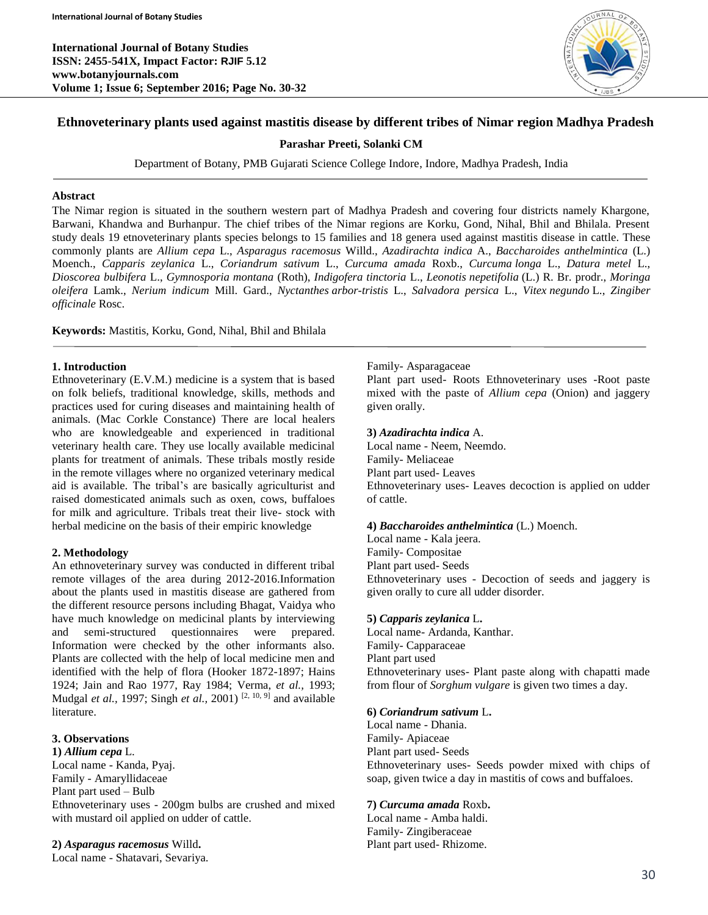# Ethnoveterinary plants used against mastitis disease by different tribes of Nimar region Madhya Pradesh

**Parashar Preeti, Solanki CM**

Department of Botany, PMB Gujarati Science College Indore, Indore, Madhya Pradesh, India

## Abstract

The Nimar region is situated in the southern western part of Madhya Pradesh and covering four districts namely Khargone, Barwani, Khandwa and Burhanpur. The chief tribes of the Nimar regions are Korku, Gond, Nihal, Bhil and Bhilala. Present study deals 19 etnoveterinary plants species belongs to 15 families and 18 genera used against mastitis disease in cattle. These commonly plants are *Allium cepa* L., *Asparagus racemosus* Willd., *Azadirachta indica* A., *Baccharoides anthelmintica* (L.) Moench., *Capparis zeylanica* L., *Coriandrum sativum* L., *Curcuma amada* Roxb., *Curcuma longa* L., *Datura metel* L., *Dioscorea bulbifera* L., *Gymnosporia montana* (Roth), *Indigofera tinctoria* L., *Leonotis nepetifolia* (L.) R. Br. prodr., *Moringa oleifera* Lamk., *Nerium indicum* Mill. Gard., *Nyctanthes arbor-tristis* L., *Salvadora persica* L., *Vitex negundo* L., *Zingiber officinale* Rosc.

**Keywords:** Mastitis, Korku, Gond, Nihal, Bhil and Bhilala

## 1. Introduction

Ethnoveterinary (E.V.M.) medicine is a system that is based on folk beliefs, traditional knowledge, skills, methods and practices used for curing diseases and maintaining health of animals. (Mac Corkle Constance) There are local healers who are knowledgeable and experienced in traditional veterinary health care. They use locally available medicinal plants for treatment of animals. These tribals mostly reside in the remote villages where no organized veterinary medical aid is available. The tribal's are basically agriculturist and raised domesticated animals such as oxen, cows, buffaloes for milk and agriculture. Tribals treat their live- stock with herbal medicine on the basis of their empiric knowledge

## 2. Methodology

An ethnoveterinary survey was conducted in different tribal remote villages of the area during 2012-2016.Information about the plants used in mastitis disease are gathered from the different resource persons including Bhagat, Vaidya who have much knowledge on medicinal plants by interviewing and semi-structured questionnaires were prepared. Information were checked by the other informants also. Plants are collected with the help of local medicine men and identified with the help of flora (Hooker 1872-1897; Hains 1924; Jain and Rao 1977, Ray 1984; Verma, *et al.,* 1993; Mudgal *et al.,* 1997; Singh *et al.,* 2001) [2, 10, 9] and available literature.

## 3. Observations

**1) *Allium cepa*** L.
Local name - Kanda, Pyaj.
Family - Amaryllidaceae
Plant part used – Bulb
Ethnoveterinary uses - 200gm bulbs are crushed and mixed with mustard oil applied on udder of cattle.

**2) *Asparagus racemosus*** Willd**.**
Local name - Shatavari, Sevariya.
Family- Asparagaceae
Plant part used- Roots Ethnoveterinary uses -Root paste mixed with the paste of *Allium cepa* (Onion) and jaggery given orally.

**3) *Azadirachta indica*** A.
Local name - Neem, Neemdo.
Family- Meliaceae
Plant part used- Leaves
Ethnoveterinary uses- Leaves decoction is applied on udder of cattle.

**4) *Baccharoides anthelmintica*** (L.) Moench.
Local name - Kala jeera.
Family- Compositae
Plant part used- Seeds
Ethnoveterinary uses - Decoction of seeds and jaggery is given orally to cure all udder disorder.

**5) *Capparis zeylanica*** L**.**
Local name- Ardanda, Kanthar.
Family- Capparaceae
Plant part used
Ethnoveterinary uses- Plant paste along with chapatti made from flour of *Sorghum vulgare* is given two times a day.

**6) *Coriandrum sativum*** L**.**
Local name - Dhania.
Family- Apiaceae
Plant part used- Seeds
Ethnoveterinary uses- Seeds powder mixed with chips of soap, given twice a day in mastitis of cows and buffaloes.

**7) *Curcuma amada*** Roxb**.**
Local name - Amba haldi.
Family- Zingiberaceae
Plant part used- Rhizome.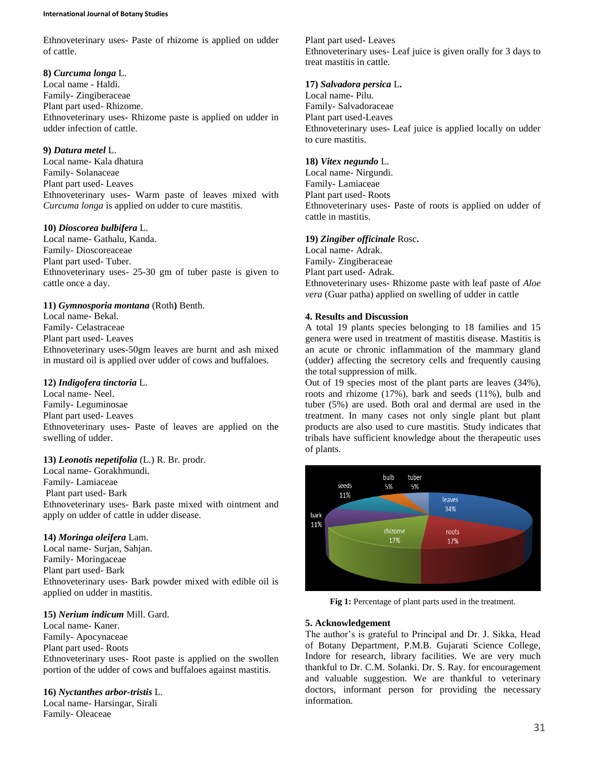Ethnoveterinary uses- Paste of rhizome is applied on udder of cattle.

**8) *Curcuma longa*** L.
Local name - Haldi.
Family- Zingiberaceae
Plant part used- Rhizome.
Ethnoveterinary uses- Rhizome paste is applied on udder in udder infection of cattle.

**9) *Datura metel*** L.
Local name- Kala dhatura
Family- Solanaceae
Plant part used- Leaves
Ethnoveterinary uses- Warm paste of leaves mixed with *Curcuma longa* is applied on udder to cure mastitis.

**10) *Dioscorea bulbifera*** L.
Local name- Gathalu, Kanda.
Family- Dioscoreaceae
Plant part used- Tuber.
Ethnoveterinary uses- 25-30 gm of tuber paste is given to cattle once a day.

**11) *Gymnosporia montana*** (Roth**)** Benth.
Local name- Bekal.
Family- Celastraceae
Plant part used- Leaves
Ethnoveterinary uses-50gm leaves are burnt and ash mixed in mustard oil is applied over udder of cows and buffaloes.

**12) *Indigofera tinctoria*** L.
Local name- Neel.
Family- Leguminosae
Plant part used- Leaves
Ethnoveterinary uses- Paste of leaves are applied on the swelling of udder.

**13) *Leonotis nepetifolia*** (L.) R. Br. prodr.
Local name- Gorakhmundi.
Family- Lamiaceae
Plant part used- Bark
Ethnoveterinary uses- Bark paste mixed with ointment and apply on udder of cattle in udder disease.

**14) *Moringa oleifera*** Lam.
Local name- Surjan, Sahjan.
Family- Moringaceae
Plant part used- Bark
Ethnoveterinary uses- Bark powder mixed with edible oil is applied on udder in mastitis.

**15) *Nerium indicum*** Mill. Gard.
Local name- Kaner.
Family- Apocynaceae
Plant part used- Roots
Ethnoveterinary uses- Root paste is applied on the swollen portion of the udder of cows and buffaloes against mastitis.

**16) *Nyctanthes arbor-tristis*** L.
Local name- Harsingar, Sirali
Family- Oleaceae
Plant part used- Leaves
Ethnoveterinary uses- Leaf juice is given orally for 3 days to treat mastitis in cattle.

**17) *Salvadora persica*** L**.**
Local name- Pilu.
Family- Salvadoraceae
Plant part used-Leaves
Ethnoveterinary uses- Leaf juice is applied locally on udder to cure mastitis.

**18) *Vitex negundo*** L.
Local name- Nirgundi.
Family- Lamiaceae
Plant part used- Roots
Ethnoveterinary uses- Paste of roots is applied on udder of cattle in mastitis.

**19) *Zingiber officinale*** Rosc**.**
Local name- Adrak.
Family- Zingiberaceae
Plant part used- Adrak.
Ethnoveterinary uses- Rhizome paste with leaf paste of *Aloe vera* (Guar patha) applied on swelling of udder in cattle

## 4. Results and Discussion

A total 19 plants species belonging to 18 families and 15 genera were used in treatment of mastitis disease. Mastitis is an acute or chronic inflammation of the mammary gland (udder) affecting the secretory cells and frequently causing the total suppression of milk.

Out of 19 species most of the plant parts are leaves (34%), roots and rhizome (17%), bark and seeds (11%), bulb and tuber (5%) are used. Both oral and dermal are used in the treatment. In many cases not only single plant but plant products are also used to cure mastitis. Study indicates that tribals have sufficient knowledge about the therapeutic uses of plants.

**Fig 1:** Percentage of plant parts used in the treatment.

## 5. Acknowledgement

The author's is grateful to Principal and Dr. J. Sikka, Head of Botany Department, P.M.B. Gujarati Science College, Indore for research, library facilities. We are very much thankful to Dr. C.M. Solanki. Dr. S. Ray. for encouragement and valuable suggestion. We are thankful to veterinary doctors, informant person for providing the necessary information.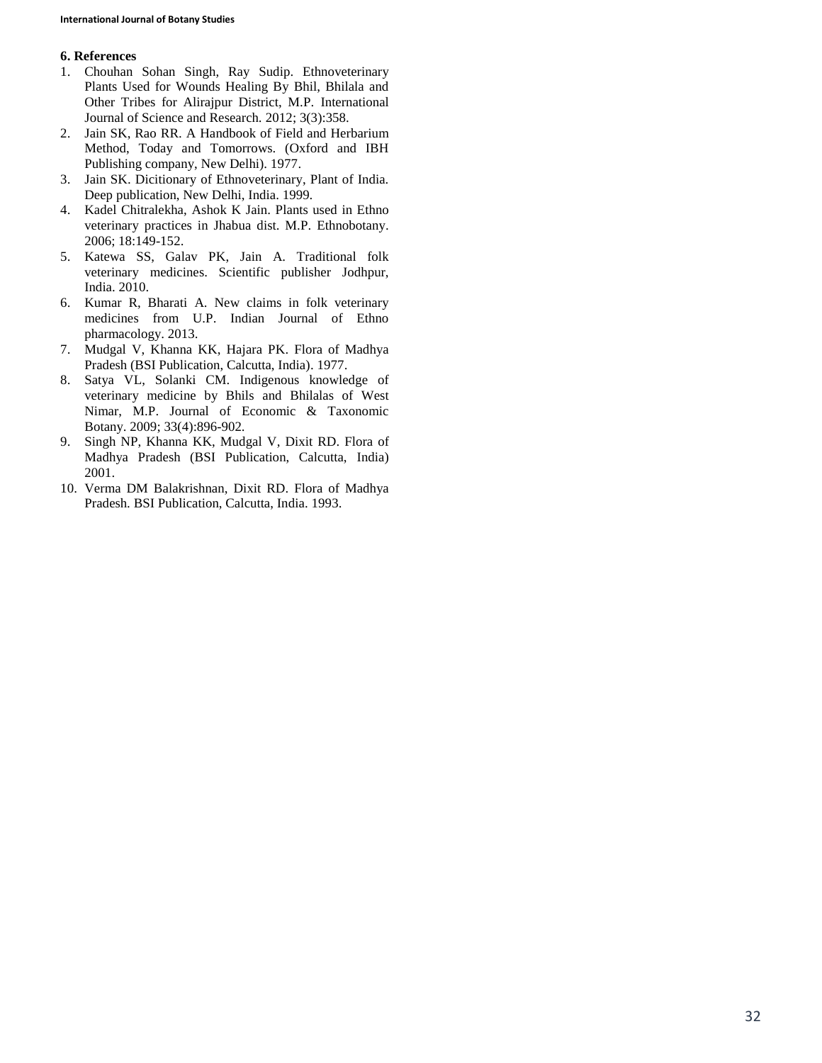## 6. References

1. Chouhan Sohan Singh, Ray Sudip. Ethnoveterinary Plants Used for Wounds Healing By Bhil, Bhilala and Other Tribes for Alirajpur District, M.P. International Journal of Science and Research. 2012; 3(3):358.
2. Jain SK, Rao RR. A Handbook of Field and Herbarium Method, Today and Tomorrows. (Oxford and IBH Publishing company, New Delhi). 1977.
3. Jain SK. Dicitionary of Ethnoveterinary, Plant of India. Deep publication, New Delhi, India. 1999.
4. Kadel Chitralekha, Ashok K Jain. Plants used in Ethno veterinary practices in Jhabua dist. M.P. Ethnobotany. 2006; 18:149-152.
5. Katewa SS, Galav PK, Jain A. Traditional folk veterinary medicines. Scientific publisher Jodhpur, India. 2010.
6. Kumar R, Bharati A. New claims in folk veterinary medicines from U.P. Indian Journal of Ethno pharmacology. 2013.
7. Mudgal V, Khanna KK, Hajara PK. Flora of Madhya Pradesh (BSI Publication, Calcutta, India). 1977.
8. Satya VL, Solanki CM. Indigenous knowledge of veterinary medicine by Bhils and Bhilalas of West Nimar, M.P. Journal of Economic & Taxonomic Botany. 2009; 33(4):896-902.
9. Singh NP, Khanna KK, Mudgal V, Dixit RD. Flora of Madhya Pradesh (BSI Publication, Calcutta, India) 2001.
10. Verma DM Balakrishnan, Dixit RD. Flora of Madhya Pradesh. BSI Publication, Calcutta, India. 1993.